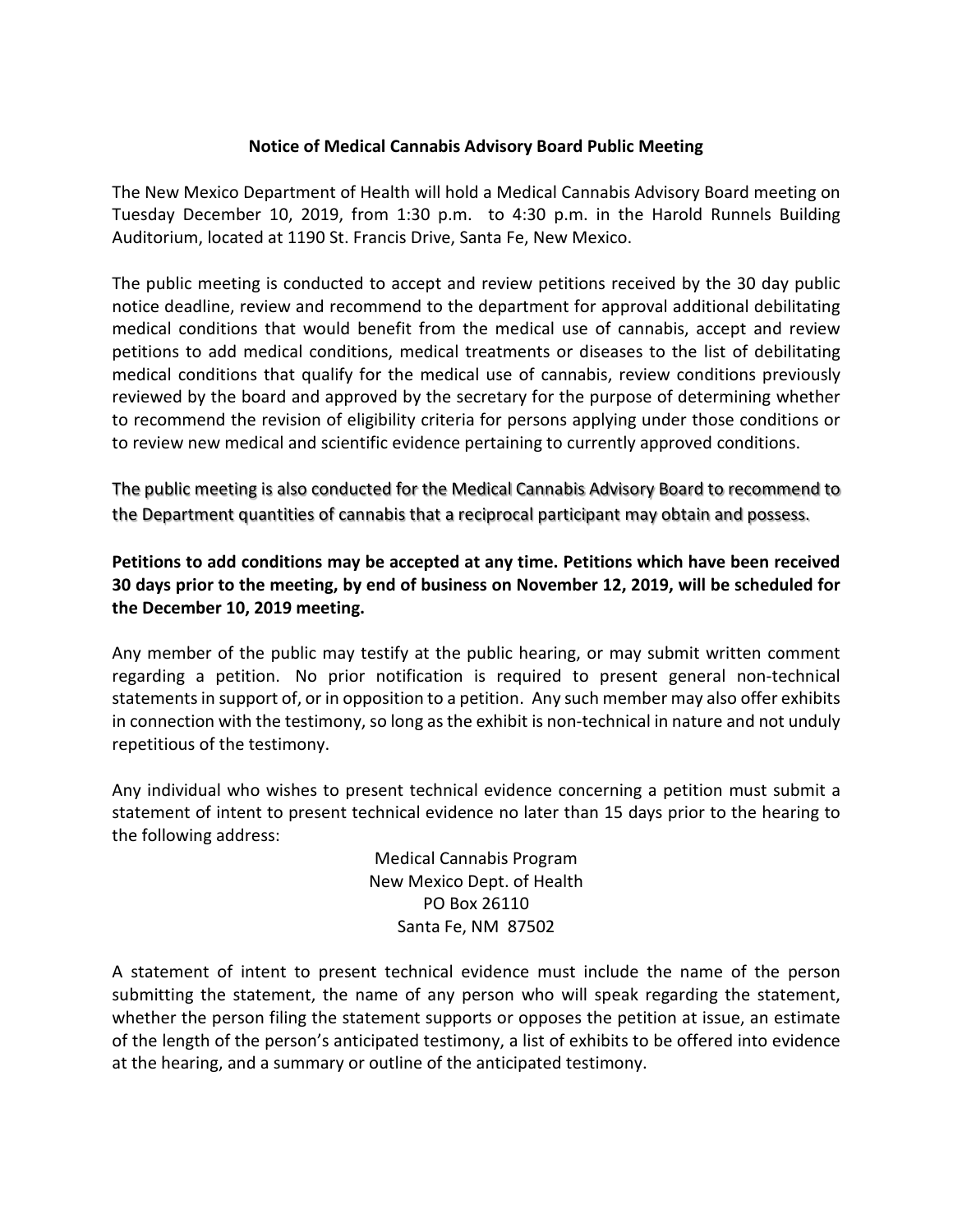# Notice of Medical Cannabis Advisory Board Public Meeting

The New Mexico Department of Health will hold a Medical Cannabis Advisory Board meeting on Tuesday December 10, 2019, from 1:30 p.m. to 4:30 p.m. in the Harold Runnels Building Auditorium, located at 1190 St. Francis Drive, Santa Fe, New Mexico.

The public meeting is conducted to accept and review petitions received by the 30 day public notice deadline, review and recommend to the department for approval additional debilitating medical conditions that would benefit from the medical use of cannabis, accept and review petitions to add medical conditions, medical treatments or diseases to the list of debilitating medical conditions that qualify for the medical use of cannabis, review conditions previously reviewed by the board and approved by the secretary for the purpose of determining whether to recommend the revision of eligibility criteria for persons applying under those conditions or to review new medical and scientific evidence pertaining to currently approved conditions.

The public meeting is also conducted for the Medical Cannabis Advisory Board to recommend to the Department quantities of cannabis that a reciprocal participant may obtain and possess.

**Petitions to add conditions may be accepted at any time. Petitions which have been received 30 days prior to the meeting, by end of business on November 12, 2019, will be scheduled for the December 10, 2019 meeting.**

Any member of the public may testify at the public hearing, or may submit written comment regarding a petition. No prior notification is required to present general non-technical statements in support of, or in opposition to a petition. Any such member may also offer exhibits in connection with the testimony, so long as the exhibit is non-technical in nature and not unduly repetitious of the testimony.

Any individual who wishes to present technical evidence concerning a petition must submit a statement of intent to present technical evidence no later than 15 days prior to the hearing to the following address:

Medical Cannabis Program
New Mexico Dept. of Health
PO Box 26110
Santa Fe, NM 87502

A statement of intent to present technical evidence must include the name of the person submitting the statement, the name of any person who will speak regarding the statement, whether the person filing the statement supports or opposes the petition at issue, an estimate of the length of the person's anticipated testimony, a list of exhibits to be offered into evidence at the hearing, and a summary or outline of the anticipated testimony.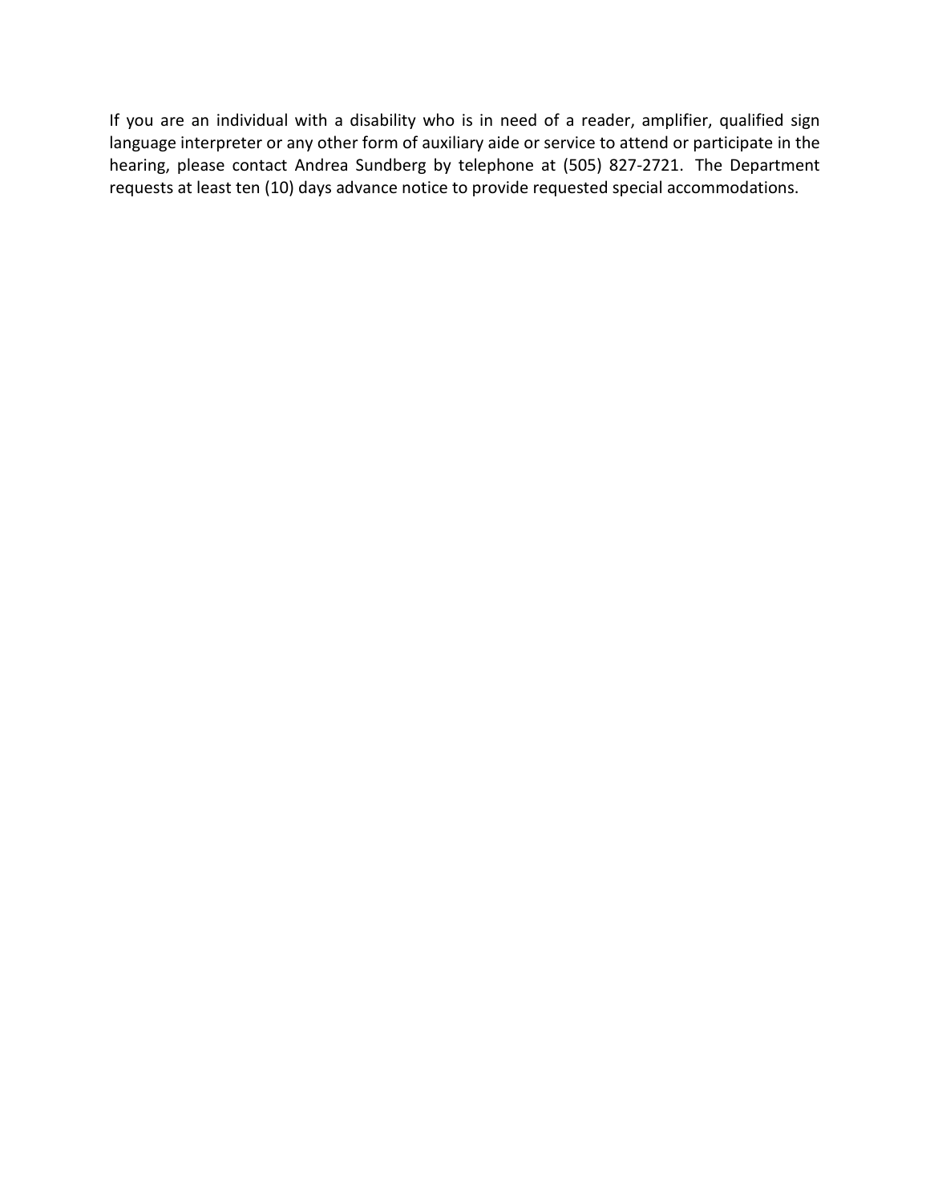If you are an individual with a disability who is in need of a reader, amplifier, qualified sign language interpreter or any other form of auxiliary aide or service to attend or participate in the hearing, please contact Andrea Sundberg by telephone at (505) 827-2721. The Department requests at least ten (10) days advance notice to provide requested special accommodations.